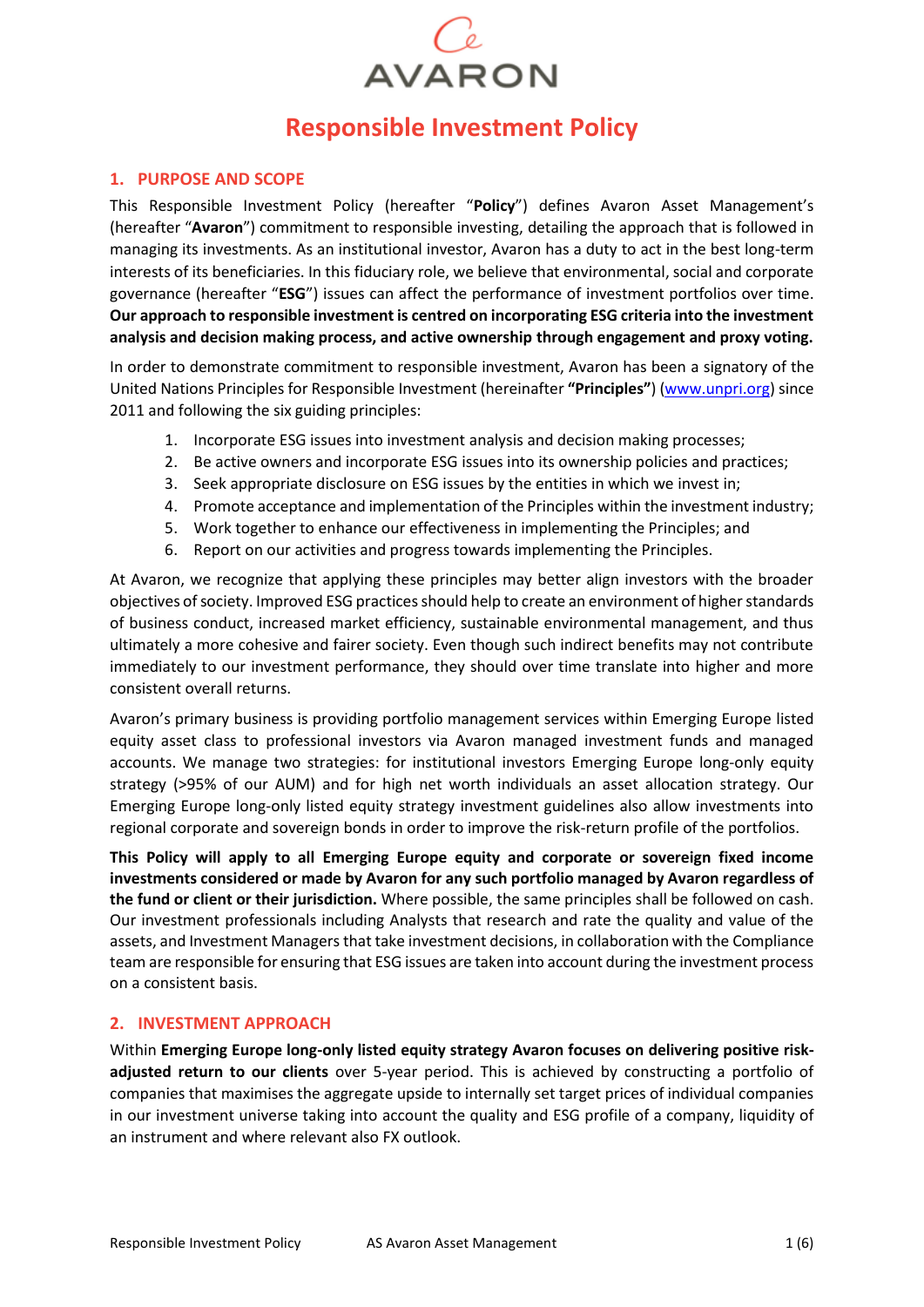AVARON

# Responsible Investment Policy

## 1. PURPOSE AND SCOPE

This Responsible Investment Policy (hereafter "**Policy**") defines Avaron Asset Management's (hereafter "**Avaron**") commitment to responsible investing, detailing the approach that is followed in managing its investments. As an institutional investor, Avaron has a duty to act in the best long-term interests of its beneficiaries. In this fiduciary role, we believe that environmental, social and corporate governance (hereafter "**ESG**") issues can affect the performance of investment portfolios over time. **Our approach to responsible investment is centred on incorporating ESG criteria into the investment analysis and decision making process, and active ownership through engagement and proxy voting.**

In order to demonstrate commitment to responsible investment, Avaron has been a signatory of the United Nations Principles for Responsible Investment (hereinafter **"Principles"**) (www.unpri.org) since 2011 and following the six guiding principles:

1. Incorporate ESG issues into investment analysis and decision making processes;
2. Be active owners and incorporate ESG issues into its ownership policies and practices;
3. Seek appropriate disclosure on ESG issues by the entities in which we invest in;
4. Promote acceptance and implementation of the Principles within the investment industry;
5. Work together to enhance our effectiveness in implementing the Principles; and
6. Report on our activities and progress towards implementing the Principles.

At Avaron, we recognize that applying these principles may better align investors with the broader objectives of society. Improved ESG practices should help to create an environment of higher standards of business conduct, increased market efficiency, sustainable environmental management, and thus ultimately a more cohesive and fairer society. Even though such indirect benefits may not contribute immediately to our investment performance, they should over time translate into higher and more consistent overall returns.

Avaron's primary business is providing portfolio management services within Emerging Europe listed equity asset class to professional investors via Avaron managed investment funds and managed accounts. We manage two strategies: for institutional investors Emerging Europe long-only equity strategy (>95% of our AUM) and for high net worth individuals an asset allocation strategy. Our Emerging Europe long-only listed equity strategy investment guidelines also allow investments into regional corporate and sovereign bonds in order to improve the risk-return profile of the portfolios.

**This Policy will apply to all Emerging Europe equity and corporate or sovereign fixed income investments considered or made by Avaron for any such portfolio managed by Avaron regardless of the fund or client or their jurisdiction.** Where possible, the same principles shall be followed on cash. Our investment professionals including Analysts that research and rate the quality and value of the assets, and Investment Managers that take investment decisions, in collaboration with the Compliance team are responsible for ensuring that ESG issues are taken into account during the investment process on a consistent basis.

## 2. INVESTMENT APPROACH

Within **Emerging Europe long-only listed equity strategy Avaron focuses on delivering positive risk-adjusted return to our clients** over 5-year period. This is achieved by constructing a portfolio of companies that maximises the aggregate upside to internally set target prices of individual companies in our investment universe taking into account the quality and ESG profile of a company, liquidity of an instrument and where relevant also FX outlook.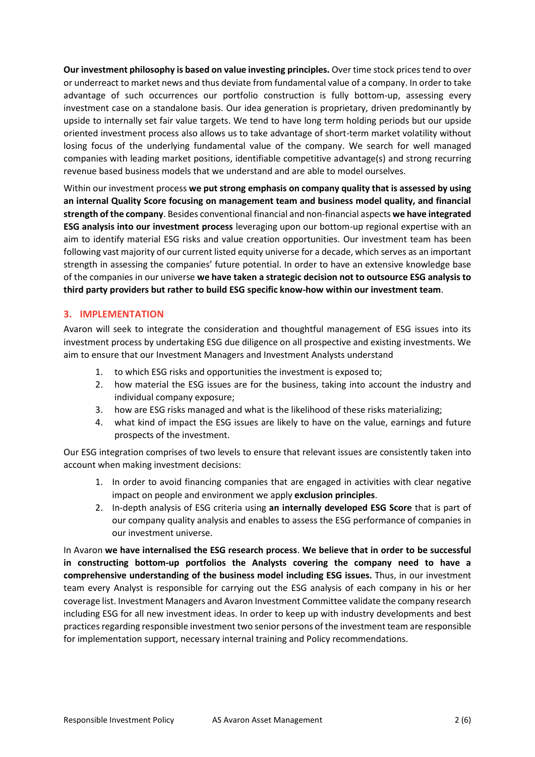**Our investment philosophy is based on value investing principles.** Over time stock prices tend to over or underreact to market news and thus deviate from fundamental value of a company. In order to take advantage of such occurrences our portfolio construction is fully bottom-up, assessing every investment case on a standalone basis. Our idea generation is proprietary, driven predominantly by upside to internally set fair value targets. We tend to have long term holding periods but our upside oriented investment process also allows us to take advantage of short-term market volatility without losing focus of the underlying fundamental value of the company. We search for well managed companies with leading market positions, identifiable competitive advantage(s) and strong recurring revenue based business models that we understand and are able to model ourselves.

Within our investment process **we put strong emphasis on company quality that is assessed by using an internal Quality Score focusing on management team and business model quality, and financial strength of the company**. Besides conventional financial and non-financial aspects **we have integrated ESG analysis into our investment process** leveraging upon our bottom-up regional expertise with an aim to identify material ESG risks and value creation opportunities. Our investment team has been following vast majority of our current listed equity universe for a decade, which serves as an important strength in assessing the companies' future potential. In order to have an extensive knowledge base of the companies in our universe **we have taken a strategic decision not to outsource ESG analysis to third party providers but rather to build ESG specific know-how within our investment team**.

## 3. IMPLEMENTATION

Avaron will seek to integrate the consideration and thoughtful management of ESG issues into its investment process by undertaking ESG due diligence on all prospective and existing investments. We aim to ensure that our Investment Managers and Investment Analysts understand

1. to which ESG risks and opportunities the investment is exposed to;
2. how material the ESG issues are for the business, taking into account the industry and individual company exposure;
3. how are ESG risks managed and what is the likelihood of these risks materializing;
4. what kind of impact the ESG issues are likely to have on the value, earnings and future prospects of the investment.

Our ESG integration comprises of two levels to ensure that relevant issues are consistently taken into account when making investment decisions:

1. In order to avoid financing companies that are engaged in activities with clear negative impact on people and environment we apply **exclusion principles**.
2. In-depth analysis of ESG criteria using **an internally developed ESG Score** that is part of our company quality analysis and enables to assess the ESG performance of companies in our investment universe.

In Avaron **we have internalised the ESG research process**. **We believe that in order to be successful in constructing bottom-up portfolios the Analysts covering the company need to have a comprehensive understanding of the business model including ESG issues.** Thus, in our investment team every Analyst is responsible for carrying out the ESG analysis of each company in his or her coverage list. Investment Managers and Avaron Investment Committee validate the company research including ESG for all new investment ideas. In order to keep up with industry developments and best practices regarding responsible investment two senior persons of the investment team are responsible for implementation support, necessary internal training and Policy recommendations.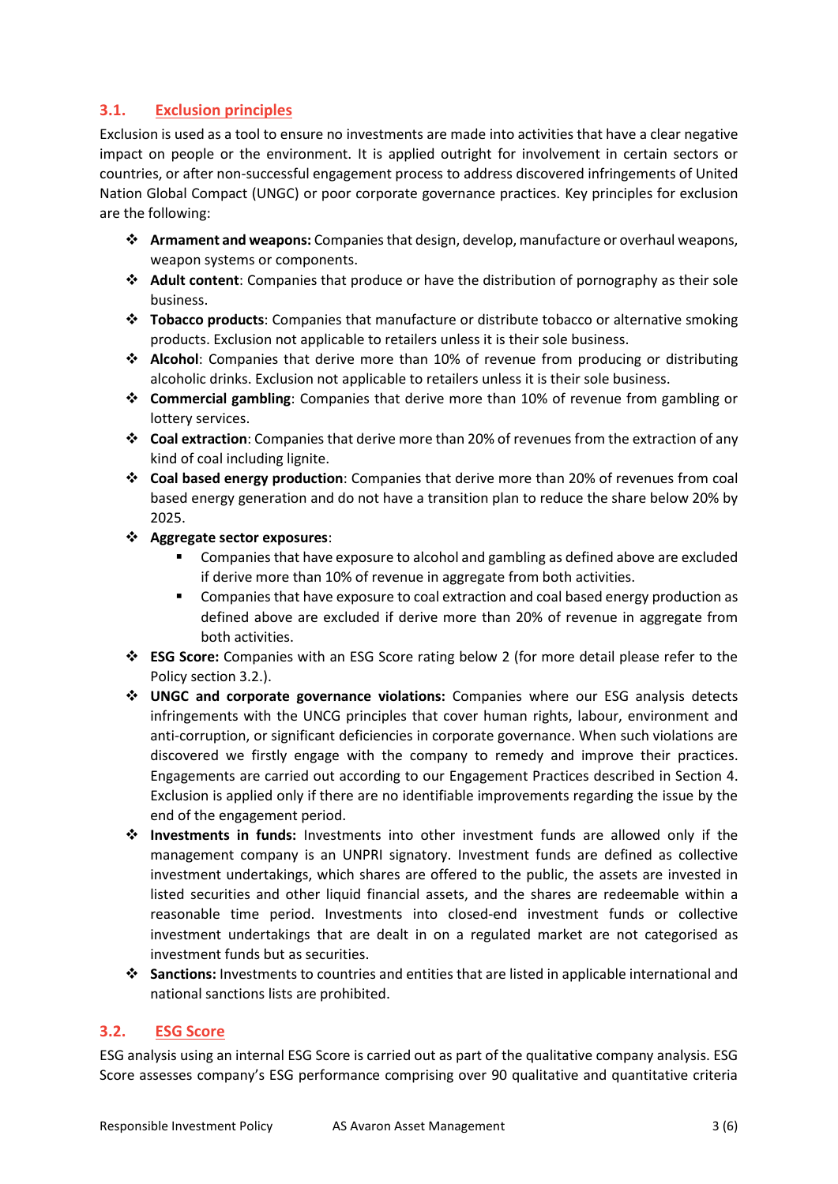### 3.1. Exclusion principles

Exclusion is used as a tool to ensure no investments are made into activities that have a clear negative impact on people or the environment. It is applied outright for involvement in certain sectors or countries, or after non-successful engagement process to address discovered infringements of United Nation Global Compact (UNGC) or poor corporate governance practices. Key principles for exclusion are the following:

- **Armament and weapons:** Companies that design, develop, manufacture or overhaul weapons, weapon systems or components.
- **Adult content**: Companies that produce or have the distribution of pornography as their sole business.
- **Tobacco products**: Companies that manufacture or distribute tobacco or alternative smoking products. Exclusion not applicable to retailers unless it is their sole business.
- **Alcohol**: Companies that derive more than 10% of revenue from producing or distributing alcoholic drinks. Exclusion not applicable to retailers unless it is their sole business.
- **Commercial gambling**: Companies that derive more than 10% of revenue from gambling or lottery services.
- **Coal extraction**: Companies that derive more than 20% of revenues from the extraction of any kind of coal including lignite.
- **Coal based energy production**: Companies that derive more than 20% of revenues from coal based energy generation and do not have a transition plan to reduce the share below 20% by 2025.
- **Aggregate sector exposures**:
  - Companies that have exposure to alcohol and gambling as defined above are excluded if derive more than 10% of revenue in aggregate from both activities.
  - Companies that have exposure to coal extraction and coal based energy production as defined above are excluded if derive more than 20% of revenue in aggregate from both activities.
- **ESG Score:** Companies with an ESG Score rating below 2 (for more detail please refer to the Policy section 3.2.).
- **UNGC and corporate governance violations:** Companies where our ESG analysis detects infringements with the UNCG principles that cover human rights, labour, environment and anti-corruption, or significant deficiencies in corporate governance. When such violations are discovered we firstly engage with the company to remedy and improve their practices. Engagements are carried out according to our Engagement Practices described in Section 4. Exclusion is applied only if there are no identifiable improvements regarding the issue by the end of the engagement period.
- **Investments in funds:** Investments into other investment funds are allowed only if the management company is an UNPRI signatory. Investment funds are defined as collective investment undertakings, which shares are offered to the public, the assets are invested in listed securities and other liquid financial assets, and the shares are redeemable within a reasonable time period. Investments into closed-end investment funds or collective investment undertakings that are dealt in on a regulated market are not categorised as investment funds but as securities.
- **Sanctions:** Investments to countries and entities that are listed in applicable international and national sanctions lists are prohibited.

### 3.2. ESG Score

ESG analysis using an internal ESG Score is carried out as part of the qualitative company analysis. ESG Score assesses company's ESG performance comprising over 90 qualitative and quantitative criteria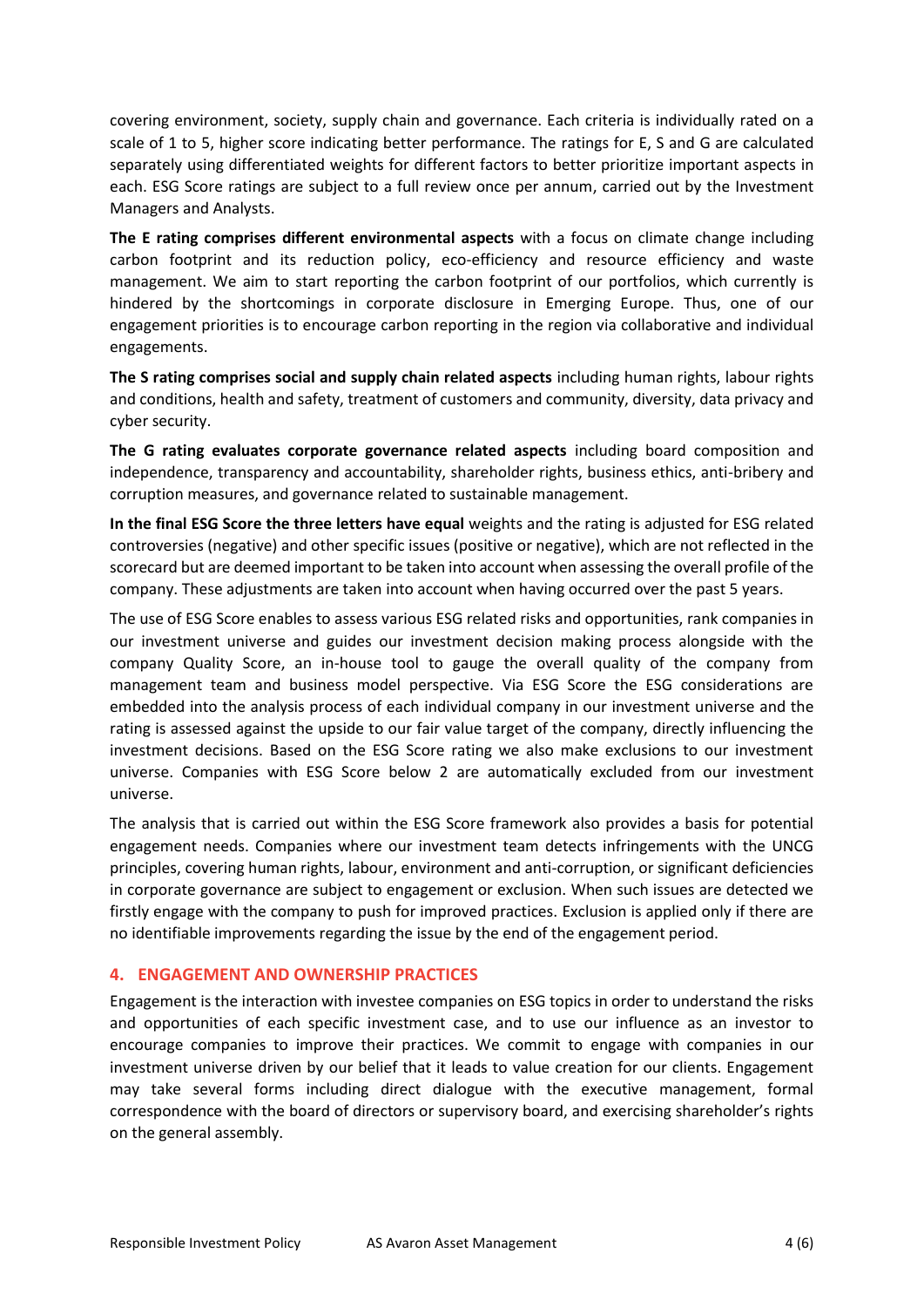covering environment, society, supply chain and governance. Each criteria is individually rated on a scale of 1 to 5, higher score indicating better performance. The ratings for E, S and G are calculated separately using differentiated weights for different factors to better prioritize important aspects in each. ESG Score ratings are subject to a full review once per annum, carried out by the Investment Managers and Analysts.

**The E rating comprises different environmental aspects** with a focus on climate change including carbon footprint and its reduction policy, eco-efficiency and resource efficiency and waste management. We aim to start reporting the carbon footprint of our portfolios, which currently is hindered by the shortcomings in corporate disclosure in Emerging Europe. Thus, one of our engagement priorities is to encourage carbon reporting in the region via collaborative and individual engagements.

**The S rating comprises social and supply chain related aspects** including human rights, labour rights and conditions, health and safety, treatment of customers and community, diversity, data privacy and cyber security.

**The G rating evaluates corporate governance related aspects** including board composition and independence, transparency and accountability, shareholder rights, business ethics, anti-bribery and corruption measures, and governance related to sustainable management.

**In the final ESG Score the three letters have equal** weights and the rating is adjusted for ESG related controversies (negative) and other specific issues (positive or negative), which are not reflected in the scorecard but are deemed important to be taken into account when assessing the overall profile of the company. These adjustments are taken into account when having occurred over the past 5 years.

The use of ESG Score enables to assess various ESG related risks and opportunities, rank companies in our investment universe and guides our investment decision making process alongside with the company Quality Score, an in-house tool to gauge the overall quality of the company from management team and business model perspective. Via ESG Score the ESG considerations are embedded into the analysis process of each individual company in our investment universe and the rating is assessed against the upside to our fair value target of the company, directly influencing the investment decisions. Based on the ESG Score rating we also make exclusions to our investment universe. Companies with ESG Score below 2 are automatically excluded from our investment universe.

The analysis that is carried out within the ESG Score framework also provides a basis for potential engagement needs. Companies where our investment team detects infringements with the UNCG principles, covering human rights, labour, environment and anti-corruption, or significant deficiencies in corporate governance are subject to engagement or exclusion. When such issues are detected we firstly engage with the company to push for improved practices. Exclusion is applied only if there are no identifiable improvements regarding the issue by the end of the engagement period.

## 4. ENGAGEMENT AND OWNERSHIP PRACTICES

Engagement is the interaction with investee companies on ESG topics in order to understand the risks and opportunities of each specific investment case, and to use our influence as an investor to encourage companies to improve their practices. We commit to engage with companies in our investment universe driven by our belief that it leads to value creation for our clients. Engagement may take several forms including direct dialogue with the executive management, formal correspondence with the board of directors or supervisory board, and exercising shareholder's rights on the general assembly.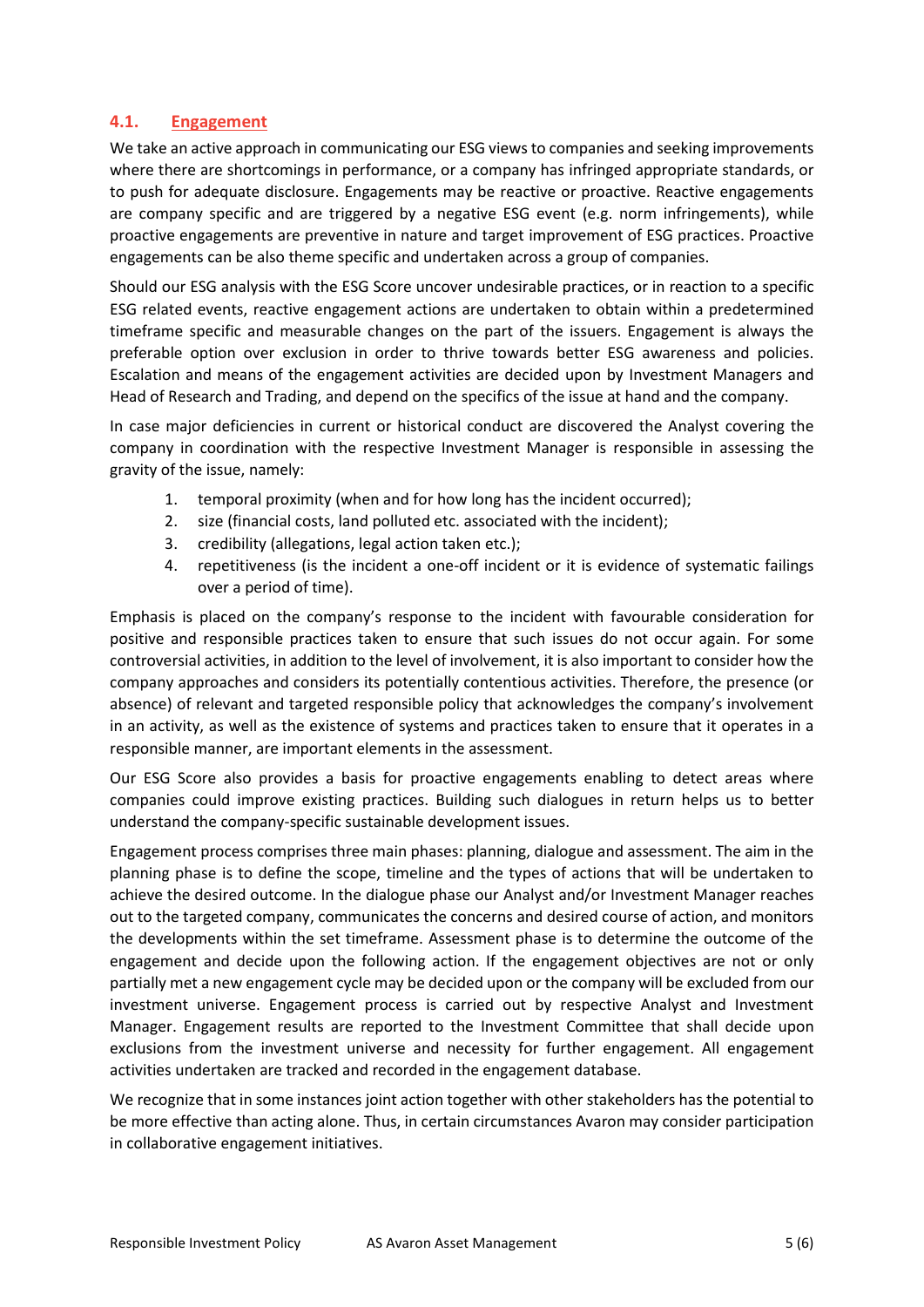## 4.1. Engagement

We take an active approach in communicating our ESG views to companies and seeking improvements where there are shortcomings in performance, or a company has infringed appropriate standards, or to push for adequate disclosure. Engagements may be reactive or proactive. Reactive engagements are company specific and are triggered by a negative ESG event (e.g. norm infringements), while proactive engagements are preventive in nature and target improvement of ESG practices. Proactive engagements can be also theme specific and undertaken across a group of companies.

Should our ESG analysis with the ESG Score uncover undesirable practices, or in reaction to a specific ESG related events, reactive engagement actions are undertaken to obtain within a predetermined timeframe specific and measurable changes on the part of the issuers. Engagement is always the preferable option over exclusion in order to thrive towards better ESG awareness and policies. Escalation and means of the engagement activities are decided upon by Investment Managers and Head of Research and Trading, and depend on the specifics of the issue at hand and the company.

In case major deficiencies in current or historical conduct are discovered the Analyst covering the company in coordination with the respective Investment Manager is responsible in assessing the gravity of the issue, namely:

1. temporal proximity (when and for how long has the incident occurred);
2. size (financial costs, land polluted etc. associated with the incident);
3. credibility (allegations, legal action taken etc.);
4. repetitiveness (is the incident a one-off incident or it is evidence of systematic failings over a period of time).

Emphasis is placed on the company's response to the incident with favourable consideration for positive and responsible practices taken to ensure that such issues do not occur again. For some controversial activities, in addition to the level of involvement, it is also important to consider how the company approaches and considers its potentially contentious activities. Therefore, the presence (or absence) of relevant and targeted responsible policy that acknowledges the company's involvement in an activity, as well as the existence of systems and practices taken to ensure that it operates in a responsible manner, are important elements in the assessment.

Our ESG Score also provides a basis for proactive engagements enabling to detect areas where companies could improve existing practices. Building such dialogues in return helps us to better understand the company-specific sustainable development issues.

Engagement process comprises three main phases: planning, dialogue and assessment. The aim in the planning phase is to define the scope, timeline and the types of actions that will be undertaken to achieve the desired outcome. In the dialogue phase our Analyst and/or Investment Manager reaches out to the targeted company, communicates the concerns and desired course of action, and monitors the developments within the set timeframe. Assessment phase is to determine the outcome of the engagement and decide upon the following action. If the engagement objectives are not or only partially met a new engagement cycle may be decided upon or the company will be excluded from our investment universe. Engagement process is carried out by respective Analyst and Investment Manager. Engagement results are reported to the Investment Committee that shall decide upon exclusions from the investment universe and necessity for further engagement. All engagement activities undertaken are tracked and recorded in the engagement database.

We recognize that in some instances joint action together with other stakeholders has the potential to be more effective than acting alone. Thus, in certain circumstances Avaron may consider participation in collaborative engagement initiatives.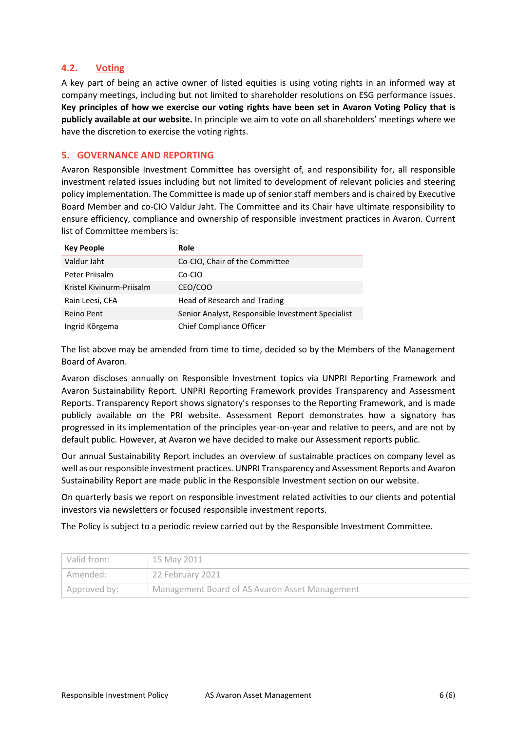### 4.2. Voting

A key part of being an active owner of listed equities is using voting rights in an informed way at company meetings, including but not limited to shareholder resolutions on ESG performance issues. **Key principles of how we exercise our voting rights have been set in Avaron Voting Policy that is publicly available at our website.** In principle we aim to vote on all shareholders' meetings where we have the discretion to exercise the voting rights.

## 5. GOVERNANCE AND REPORTING

Avaron Responsible Investment Committee has oversight of, and responsibility for, all responsible investment related issues including but not limited to development of relevant policies and steering policy implementation. The Committee is made up of senior staff members and is chaired by Executive Board Member and co-CIO Valdur Jaht. The Committee and its Chair have ultimate responsibility to ensure efficiency, compliance and ownership of responsible investment practices in Avaron. Current list of Committee members is:

| Key People | Role |
|---|---|
| Valdur Jaht | Co-CIO, Chair of the Committee |
| Peter Priisalm | Co-CIO |
| Kristel Kivinurm-Priisalm | CEO/COO |
| Rain Leesi, CFA | Head of Research and Trading |
| Reino Pent | Senior Analyst, Responsible Investment Specialist |
| Ingrid Kõrgema | Chief Compliance Officer |

The list above may be amended from time to time, decided so by the Members of the Management Board of Avaron.

Avaron discloses annually on Responsible Investment topics via UNPRI Reporting Framework and Avaron Sustainability Report. UNPRI Reporting Framework provides Transparency and Assessment Reports. Transparency Report shows signatory's responses to the Reporting Framework, and is made publicly available on the PRI website. Assessment Report demonstrates how a signatory has progressed in its implementation of the principles year-on-year and relative to peers, and are not by default public. However, at Avaron we have decided to make our Assessment reports public.

Our annual Sustainability Report includes an overview of sustainable practices on company level as well as our responsible investment practices. UNPRI Transparency and Assessment Reports and Avaron Sustainability Report are made public in the Responsible Investment section on our website.

On quarterly basis we report on responsible investment related activities to our clients and potential investors via newsletters or focused responsible investment reports.

The Policy is subject to a periodic review carried out by the Responsible Investment Committee.

| | |
|---|---|
| Valid from: | 15 May 2011 |
| Amended: | 22 February 2021 |
| Approved by: | Management Board of AS Avaron Asset Management |